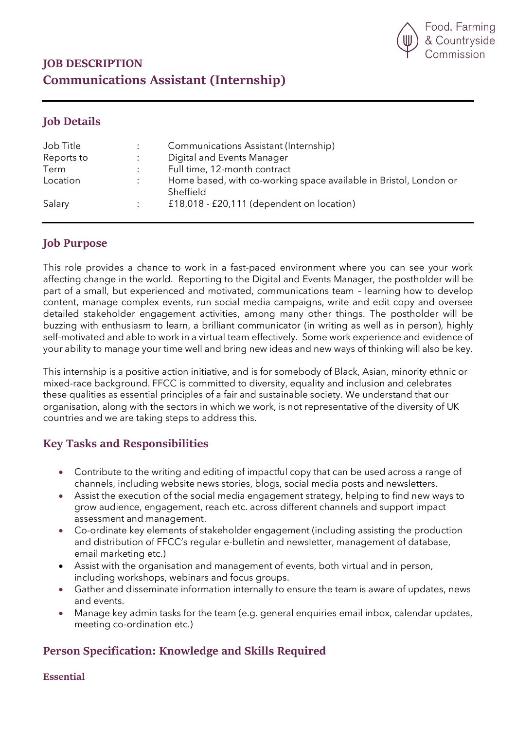Food, Farming & Countryside Commission

# JOB DESCRIPTION
# Communications Assistant (Internship)

## Job Details

| | | |
|---|---|---|
| Job Title | : | Communications Assistant (Internship) |
| Reports to | : | Digital and Events Manager |
| Term | : | Full time, 12-month contract |
| Location | : | Home based, with co-working space available in Bristol, London or Sheffield |
| Salary | : | £18,018 - £20,111 (dependent on location) |

## Job Purpose

This role provides a chance to work in a fast-paced environment where you can see your work affecting change in the world. Reporting to the Digital and Events Manager, the postholder will be part of a small, but experienced and motivated, communications team – learning how to develop content, manage complex events, run social media campaigns, write and edit copy and oversee detailed stakeholder engagement activities, among many other things. The postholder will be buzzing with enthusiasm to learn, a brilliant communicator (in writing as well as in person), highly self-motivated and able to work in a virtual team effectively. Some work experience and evidence of your ability to manage your time well and bring new ideas and new ways of thinking will also be key.

This internship is a positive action initiative, and is for somebody of Black, Asian, minority ethnic or mixed-race background. FFCC is committed to diversity, equality and inclusion and celebrates these qualities as essential principles of a fair and sustainable society. We understand that our organisation, along with the sectors in which we work, is not representative of the diversity of UK countries and we are taking steps to address this.

## Key Tasks and Responsibilities

- Contribute to the writing and editing of impactful copy that can be used across a range of channels, including website news stories, blogs, social media posts and newsletters.
- Assist the execution of the social media engagement strategy, helping to find new ways to grow audience, engagement, reach etc. across different channels and support impact assessment and management.
- Co-ordinate key elements of stakeholder engagement (including assisting the production and distribution of FFCC's regular e-bulletin and newsletter, management of database, email marketing etc.)
- Assist with the organisation and management of events, both virtual and in person, including workshops, webinars and focus groups.
- Gather and disseminate information internally to ensure the team is aware of updates, news and events.
- Manage key admin tasks for the team (e.g. general enquiries email inbox, calendar updates, meeting co-ordination etc.)

## Person Specification: Knowledge and Skills Required

### Essential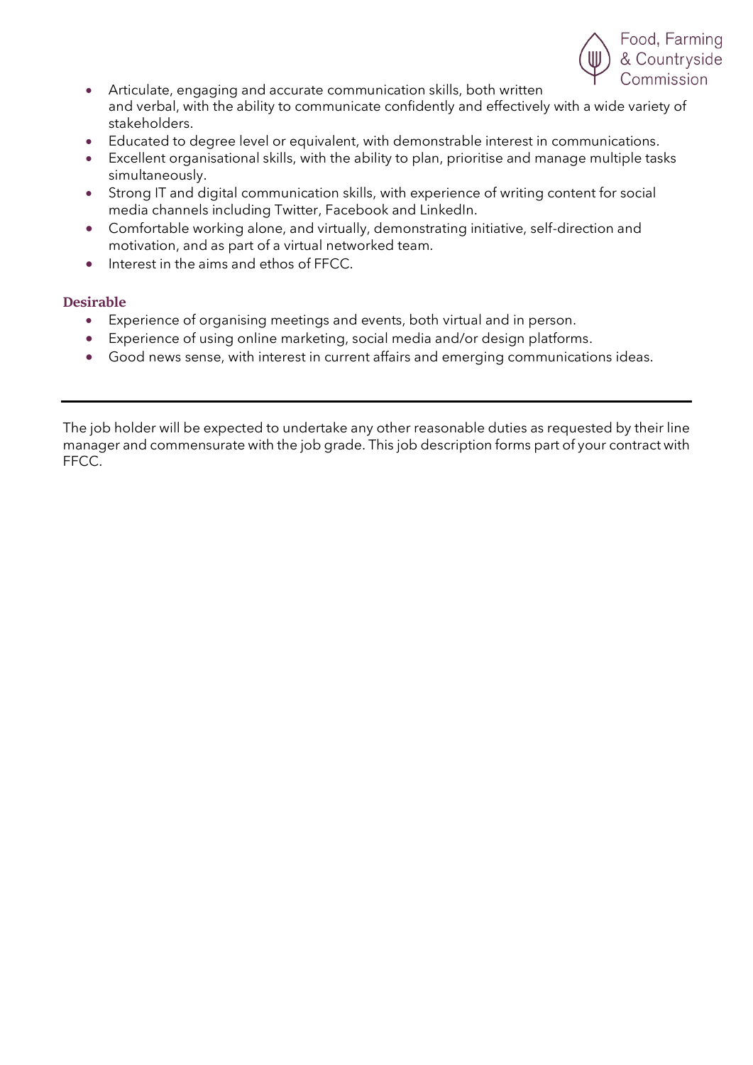- Articulate, engaging and accurate communication skills, both written and verbal, with the ability to communicate confidently and effectively with a wide variety of stakeholders.
- Educated to degree level or equivalent, with demonstrable interest in communications.
- Excellent organisational skills, with the ability to plan, prioritise and manage multiple tasks simultaneously.
- Strong IT and digital communication skills, with experience of writing content for social media channels including Twitter, Facebook and LinkedIn.
- Comfortable working alone, and virtually, demonstrating initiative, self-direction and motivation, and as part of a virtual networked team.
- Interest in the aims and ethos of FFCC.

### Desirable

- Experience of organising meetings and events, both virtual and in person.
- Experience of using online marketing, social media and/or design platforms.
- Good news sense, with interest in current affairs and emerging communications ideas.

---

The job holder will be expected to undertake any other reasonable duties as requested by their line manager and commensurate with the job grade. This job description forms part of your contract with FFCC.